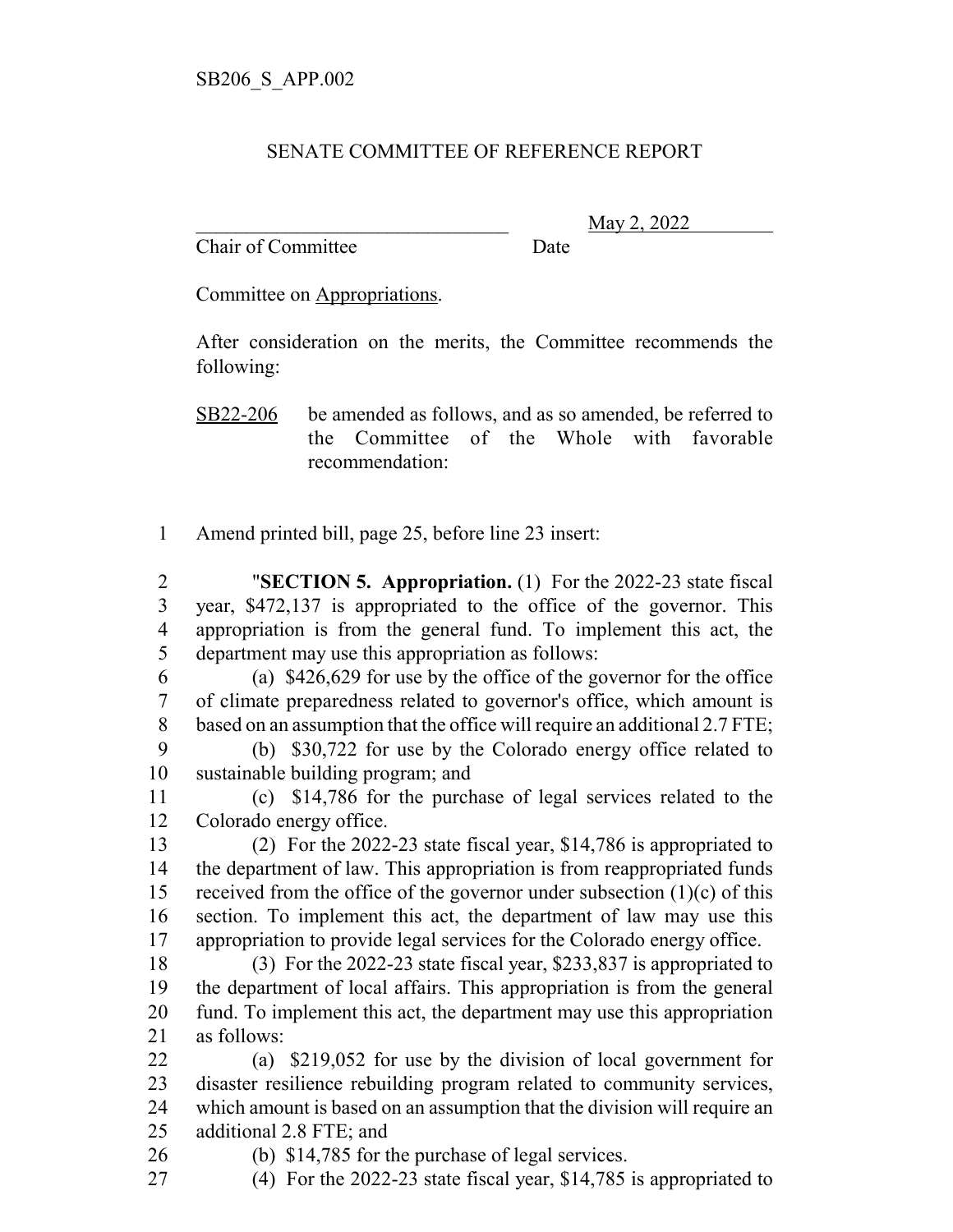SB206_S_APP.002

SENATE COMMITTEE OF REFERENCE REPORT

\_\_\_\_\_\_\_\_\_\_\_\_\_\_\_\_\_\_\_\_\_\_\_\_\_\_\_\_\_\_\_\_ May 2, 2022

Chair of Committee Date

Committee on Appropriations.

After consideration on the merits, the Committee recommends the following:

SB22-206 be amended as follows, and as so amended, be referred to the Committee of the Whole with favorable recommendation:

1 Amend printed bill, page 25, before line 23 insert:

2 "**SECTION 5. Appropriation.** (1) For the 2022-23 state fiscal
3 year, $472,137 is appropriated to the office of the governor. This
4 appropriation is from the general fund. To implement this act, the
5 department may use this appropriation as follows:
6 (a) $426,629 for use by the office of the governor for the office
7 of climate preparedness related to governor's office, which amount is
8 based on an assumption that the office will require an additional 2.7 FTE;
9 (b) $30,722 for use by the Colorado energy office related to
10 sustainable building program; and
11 (c) $14,786 for the purchase of legal services related to the
12 Colorado energy office.
13 (2) For the 2022-23 state fiscal year, $14,786 is appropriated to
14 the department of law. This appropriation is from reappropriated funds
15 received from the office of the governor under subsection (1)(c) of this
16 section. To implement this act, the department of law may use this
17 appropriation to provide legal services for the Colorado energy office.
18 (3) For the 2022-23 state fiscal year, $233,837 is appropriated to
19 the department of local affairs. This appropriation is from the general
20 fund. To implement this act, the department may use this appropriation
21 as follows:
22 (a) $219,052 for use by the division of local government for
23 disaster resilience rebuilding program related to community services,
24 which amount is based on an assumption that the division will require an
25 additional 2.8 FTE; and
26 (b) $14,785 for the purchase of legal services.
27 (4) For the 2022-23 state fiscal year, $14,785 is appropriated to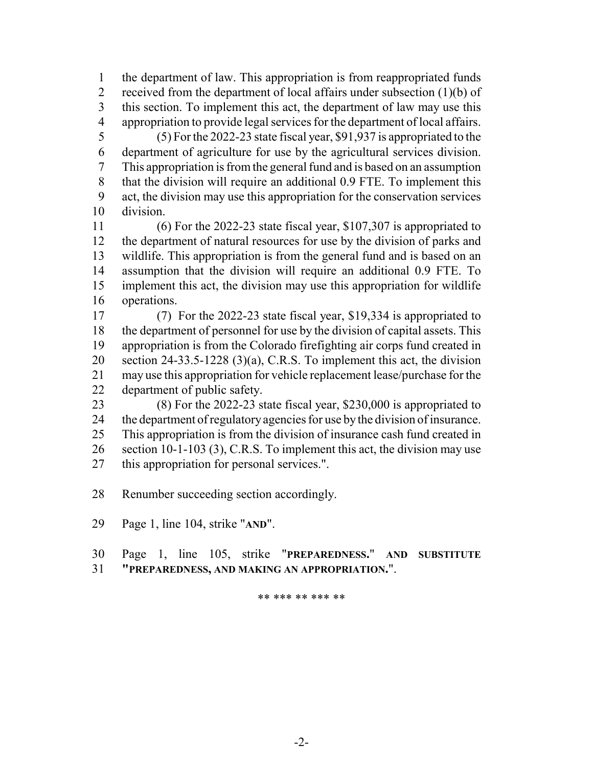the department of law. This appropriation is from reappropriated funds received from the department of local affairs under subsection (1)(b) of this section. To implement this act, the department of law may use this appropriation to provide legal services for the department of local affairs.

(5) For the 2022-23 state fiscal year, $91,937 is appropriated to the department of agriculture for use by the agricultural services division. This appropriation is from the general fund and is based on an assumption that the division will require an additional 0.9 FTE. To implement this act, the division may use this appropriation for the conservation services division.

(6) For the 2022-23 state fiscal year, $107,307 is appropriated to the department of natural resources for use by the division of parks and wildlife. This appropriation is from the general fund and is based on an assumption that the division will require an additional 0.9 FTE. To implement this act, the division may use this appropriation for wildlife operations.

(7) For the 2022-23 state fiscal year, $19,334 is appropriated to the department of personnel for use by the division of capital assets. This appropriation is from the Colorado firefighting air corps fund created in section 24-33.5-1228 (3)(a), C.R.S. To implement this act, the division may use this appropriation for vehicle replacement lease/purchase for the department of public safety.

(8) For the 2022-23 state fiscal year, $230,000 is appropriated to the department of regulatory agencies for use by the division of insurance. This appropriation is from the division of insurance cash fund created in section 10-1-103 (3), C.R.S. To implement this act, the division may use this appropriation for personal services.".

Renumber succeeding section accordingly.

Page 1, line 104, strike "**AND**".

Page 1, line 105, strike "**PREPAREDNESS.**" **AND SUBSTITUTE "PREPAREDNESS, AND MAKING AN APPROPRIATION.**".

** *** ** *** **